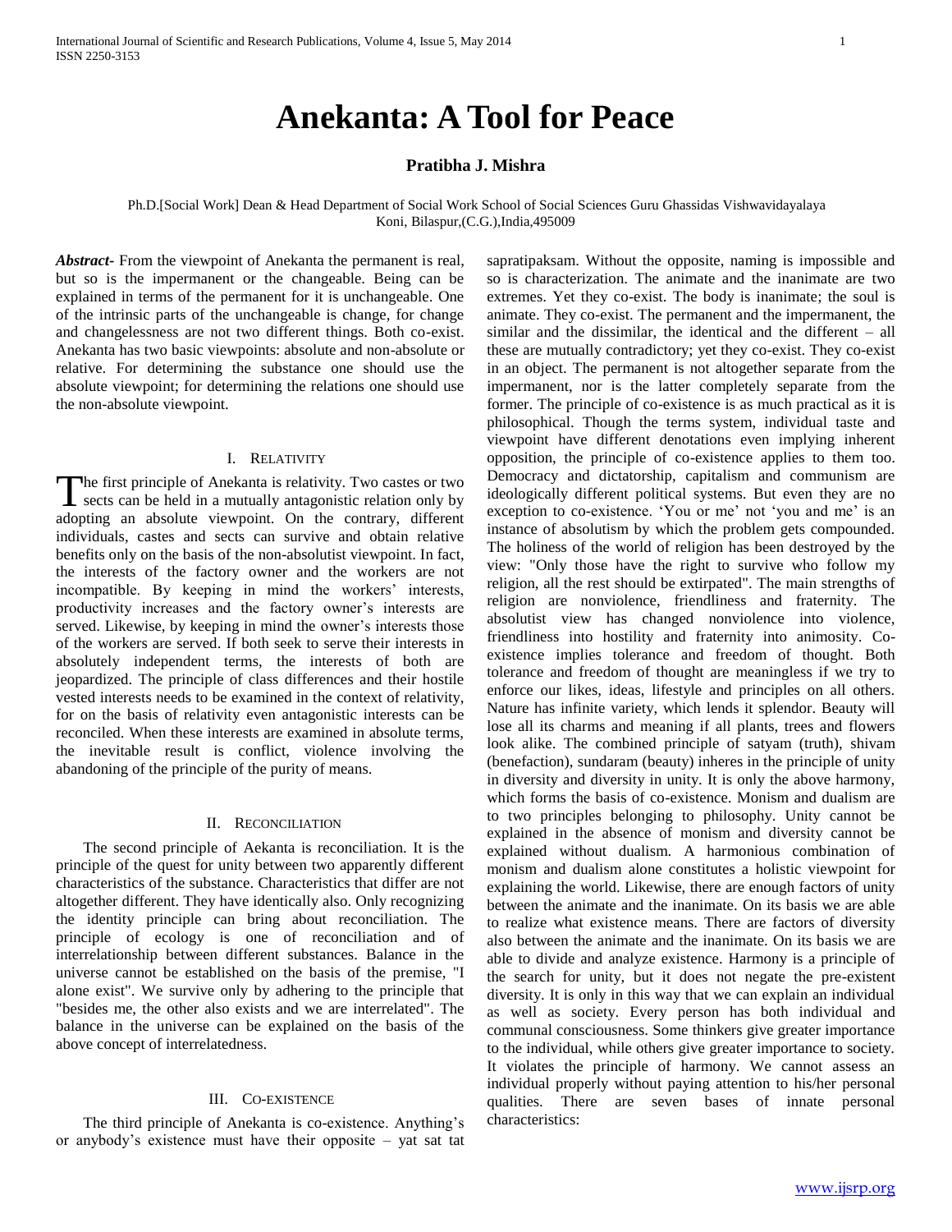# Anekanta: A Tool for Peace

**Pratibha J. Mishra**

Ph.D.[Social Work] Dean & Head Department of Social Work School of Social Sciences Guru Ghassidas Vishwavidayalaya Koni, Bilaspur,(C.G.),India,495009

***Abstract*****-** From the viewpoint of Anekanta the permanent is real, but so is the impermanent or the changeable. Being can be explained in terms of the permanent for it is unchangeable. One of the intrinsic parts of the unchangeable is change, for change and changelessness are not two different things. Both co-exist. Anekanta has two basic viewpoints: absolute and non-absolute or relative. For determining the substance one should use the absolute viewpoint; for determining the relations one should use the non-absolute viewpoint.

## I. Relativity

The first principle of Anekanta is relativity. Two castes or two sects can be held in a mutually antagonistic relation only by adopting an absolute viewpoint. On the contrary, different individuals, castes and sects can survive and obtain relative benefits only on the basis of the non-absolutist viewpoint. In fact, the interests of the factory owner and the workers are not incompatible. By keeping in mind the workers' interests, productivity increases and the factory owner's interests are served. Likewise, by keeping in mind the owner's interests those of the workers are served. If both seek to serve their interests in absolutely independent terms, the interests of both are jeopardized. The principle of class differences and their hostile vested interests needs to be examined in the context of relativity, for on the basis of relativity even antagonistic interests can be reconciled. When these interests are examined in absolute terms, the inevitable result is conflict, violence involving the abandoning of the principle of the purity of means.

## II. Reconciliation

The second principle of Aekanta is reconciliation. It is the principle of the quest for unity between two apparently different characteristics of the substance. Characteristics that differ are not altogether different. They have identically also. Only recognizing the identity principle can bring about reconciliation. The principle of ecology is one of reconciliation and of interrelationship between different substances. Balance in the universe cannot be established on the basis of the premise, "I alone exist". We survive only by adhering to the principle that "besides me, the other also exists and we are interrelated". The balance in the universe can be explained on the basis of the above concept of interrelatedness.

## III. Co-existence

The third principle of Anekanta is co-existence. Anything's or anybody's existence must have their opposite – yat sat tat sapratipaksam. Without the opposite, naming is impossible and so is characterization. The animate and the inanimate are two extremes. Yet they co-exist. The body is inanimate; the soul is animate. They co-exist. The permanent and the impermanent, the similar and the dissimilar, the identical and the different – all these are mutually contradictory; yet they co-exist. They co-exist in an object. The permanent is not altogether separate from the impermanent, nor is the latter completely separate from the former. The principle of co-existence is as much practical as it is philosophical. Though the terms system, individual taste and viewpoint have different denotations even implying inherent opposition, the principle of co-existence applies to them too. Democracy and dictatorship, capitalism and communism are ideologically different political systems. But even they are no exception to co-existence. 'You or me' not 'you and me' is an instance of absolutism by which the problem gets compounded. The holiness of the world of religion has been destroyed by the view: "Only those have the right to survive who follow my religion, all the rest should be extirpated". The main strengths of religion are nonviolence, friendliness and fraternity. The absolutist view has changed nonviolence into violence, friendliness into hostility and fraternity into animosity. Co-existence implies tolerance and freedom of thought. Both tolerance and freedom of thought are meaningless if we try to enforce our likes, ideas, lifestyle and principles on all others. Nature has infinite variety, which lends it splendor. Beauty will lose all its charms and meaning if all plants, trees and flowers look alike. The combined principle of satyam (truth), shivam (benefaction), sundaram (beauty) inheres in the principle of unity in diversity and diversity in unity. It is only the above harmony, which forms the basis of co-existence. Monism and dualism are to two principles belonging to philosophy. Unity cannot be explained in the absence of monism and diversity cannot be explained without dualism. A harmonious combination of monism and dualism alone constitutes a holistic viewpoint for explaining the world. Likewise, there are enough factors of unity between the animate and the inanimate. On its basis we are able to realize what existence means. There are factors of diversity also between the animate and the inanimate. On its basis we are able to divide and analyze existence. Harmony is a principle of the search for unity, but it does not negate the pre-existent diversity. It is only in this way that we can explain an individual as well as society. Every person has both individual and communal consciousness. Some thinkers give greater importance to the individual, while others give greater importance to society. It violates the principle of harmony. We cannot assess an individual properly without paying attention to his/her personal qualities. There are seven bases of innate personal characteristics: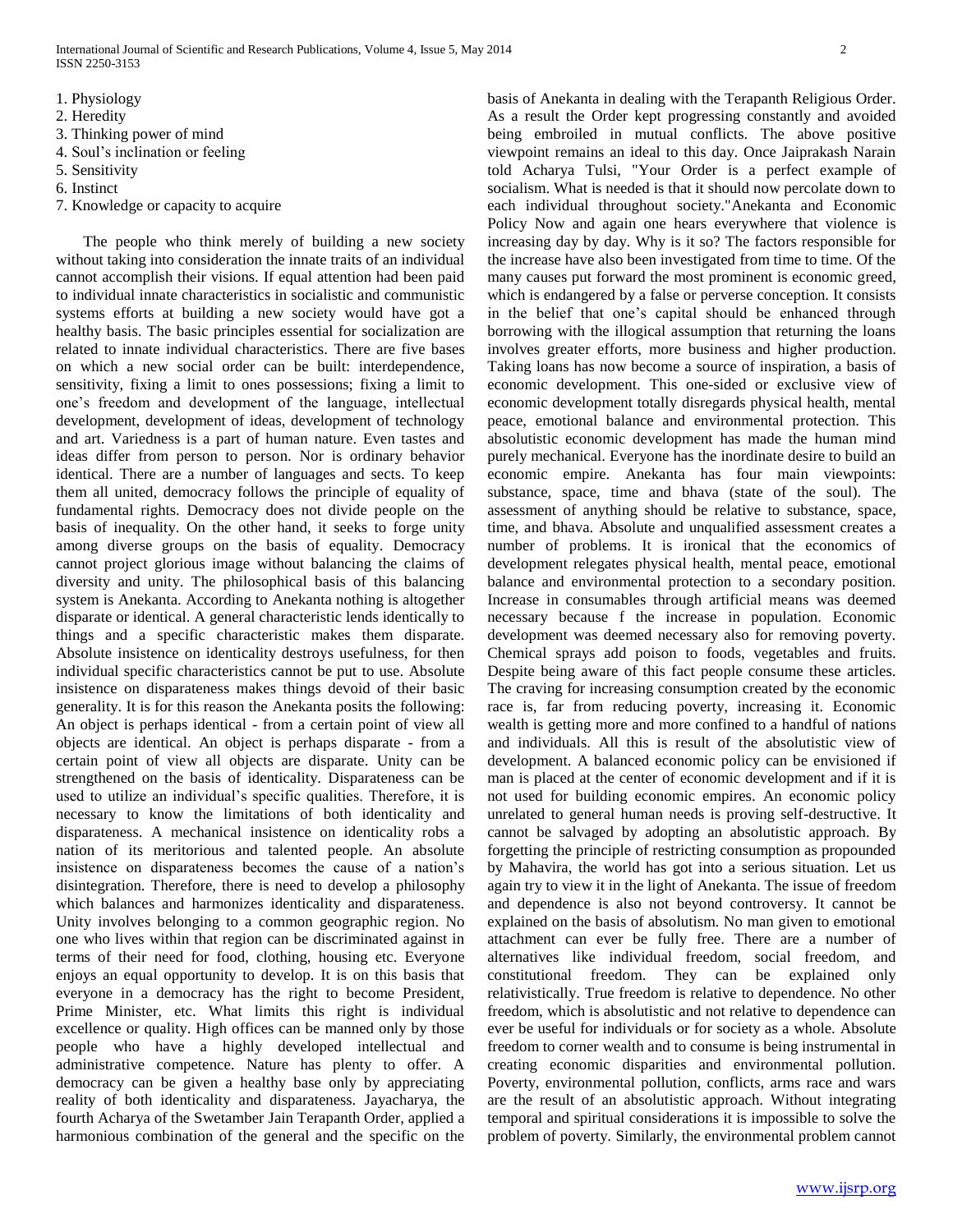1. Physiology
2. Heredity
3. Thinking power of mind
4. Soul's inclination or feeling
5. Sensitivity
6. Instinct
7. Knowledge or capacity to acquire

The people who think merely of building a new society without taking into consideration the innate traits of an individual cannot accomplish their visions. If equal attention had been paid to individual innate characteristics in socialistic and communistic systems efforts at building a new society would have got a healthy basis. The basic principles essential for socialization are related to innate individual characteristics. There are five bases on which a new social order can be built: interdependence, sensitivity, fixing a limit to ones possessions; fixing a limit to one's freedom and development of the language, intellectual development, development of ideas, development of technology and art. Variedness is a part of human nature. Even tastes and ideas differ from person to person. Nor is ordinary behavior identical. There are a number of languages and sects. To keep them all united, democracy follows the principle of equality of fundamental rights. Democracy does not divide people on the basis of inequality. On the other hand, it seeks to forge unity among diverse groups on the basis of equality. Democracy cannot project glorious image without balancing the claims of diversity and unity. The philosophical basis of this balancing system is Anekanta. According to Anekanta nothing is altogether disparate or identical. A general characteristic lends identically to things and a specific characteristic makes them disparate. Absolute insistence on identicality destroys usefulness, for then individual specific characteristics cannot be put to use. Absolute insistence on disparateness makes things devoid of their basic generality. It is for this reason the Anekanta posits the following: An object is perhaps identical - from a certain point of view all objects are identical. An object is perhaps disparate - from a certain point of view all objects are disparate. Unity can be strengthened on the basis of identicality. Disparateness can be used to utilize an individual's specific qualities. Therefore, it is necessary to know the limitations of both identicality and disparateness. A mechanical insistence on identicality robs a nation of its meritorious and talented people. An absolute insistence on disparateness becomes the cause of a nation's disintegration. Therefore, there is need to develop a philosophy which balances and harmonizes identicality and disparateness. Unity involves belonging to a common geographic region. No one who lives within that region can be discriminated against in terms of their need for food, clothing, housing etc. Everyone enjoys an equal opportunity to develop. It is on this basis that everyone in a democracy has the right to become President, Prime Minister, etc. What limits this right is individual excellence or quality. High offices can be manned only by those people who have a highly developed intellectual and administrative competence. Nature has plenty to offer. A democracy can be given a healthy base only by appreciating reality of both identicality and disparateness. Jayacharya, the fourth Acharya of the Swetamber Jain Terapanth Order, applied a harmonious combination of the general and the specific on the basis of Anekanta in dealing with the Terapanth Religious Order. As a result the Order kept progressing constantly and avoided being embroiled in mutual conflicts. The above positive viewpoint remains an ideal to this day. Once Jaiprakash Narain told Acharya Tulsi, "Your Order is a perfect example of socialism. What is needed is that it should now percolate down to each individual throughout society."Anekanta and Economic Policy Now and again one hears everywhere that violence is increasing day by day. Why is it so? The factors responsible for the increase have also been investigated from time to time. Of the many causes put forward the most prominent is economic greed, which is endangered by a false or perverse conception. It consists in the belief that one's capital should be enhanced through borrowing with the illogical assumption that returning the loans involves greater efforts, more business and higher production. Taking loans has now become a source of inspiration, a basis of economic development. This one-sided or exclusive view of economic development totally disregards physical health, mental peace, emotional balance and environmental protection. This absolutistic economic development has made the human mind purely mechanical. Everyone has the inordinate desire to build an economic empire. Anekanta has four main viewpoints: substance, space, time and bhava (state of the soul). The assessment of anything should be relative to substance, space, time, and bhava. Absolute and unqualified assessment creates a number of problems. It is ironical that the economics of development relegates physical health, mental peace, emotional balance and environmental protection to a secondary position. Increase in consumables through artificial means was deemed necessary because f the increase in population. Economic development was deemed necessary also for removing poverty. Chemical sprays add poison to foods, vegetables and fruits. Despite being aware of this fact people consume these articles. The craving for increasing consumption created by the economic race is, far from reducing poverty, increasing it. Economic wealth is getting more and more confined to a handful of nations and individuals. All this is result of the absolutistic view of development. A balanced economic policy can be envisioned if man is placed at the center of economic development and if it is not used for building economic empires. An economic policy unrelated to general human needs is proving self-destructive. It cannot be salvaged by adopting an absolutistic approach. By forgetting the principle of restricting consumption as propounded by Mahavira, the world has got into a serious situation. Let us again try to view it in the light of Anekanta. The issue of freedom and dependence is also not beyond controversy. It cannot be explained on the basis of absolutism. No man given to emotional attachment can ever be fully free. There are a number of alternatives like individual freedom, social freedom, and constitutional freedom. They can be explained only relativistically. True freedom is relative to dependence. No other freedom, which is absolutistic and not relative to dependence can ever be useful for individuals or for society as a whole. Absolute freedom to corner wealth and to consume is being instrumental in creating economic disparities and environmental pollution. Poverty, environmental pollution, conflicts, arms race and wars are the result of an absolutistic approach. Without integrating temporal and spiritual considerations it is impossible to solve the problem of poverty. Similarly, the environmental problem cannot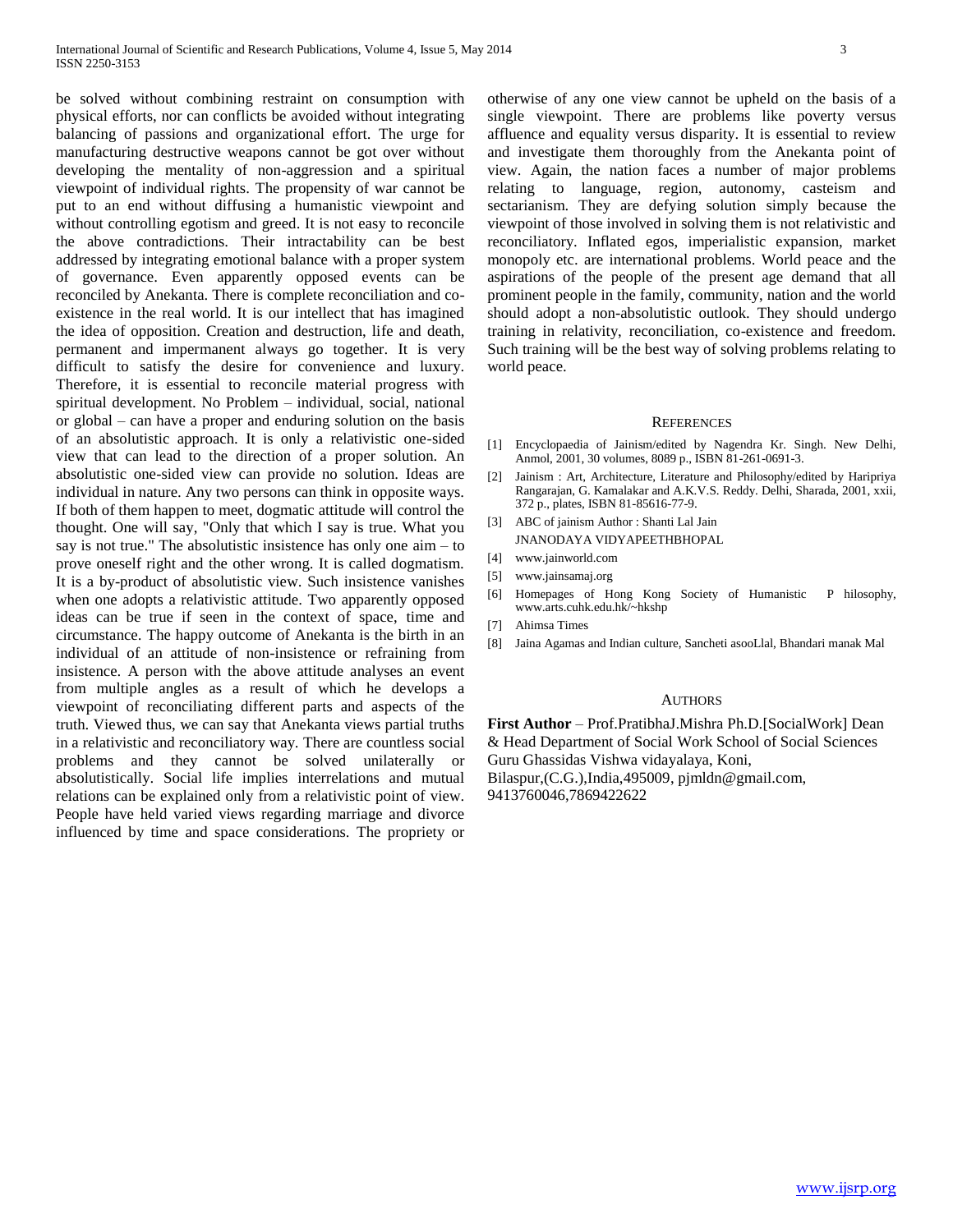be solved without combining restraint on consumption with physical efforts, nor can conflicts be avoided without integrating balancing of passions and organizational effort. The urge for manufacturing destructive weapons cannot be got over without developing the mentality of non-aggression and a spiritual viewpoint of individual rights. The propensity of war cannot be put to an end without diffusing a humanistic viewpoint and without controlling egotism and greed. It is not easy to reconcile the above contradictions. Their intractability can be best addressed by integrating emotional balance with a proper system of governance. Even apparently opposed events can be reconciled by Anekanta. There is complete reconciliation and co-existence in the real world. It is our intellect that has imagined the idea of opposition. Creation and destruction, life and death, permanent and impermanent always go together. It is very difficult to satisfy the desire for convenience and luxury. Therefore, it is essential to reconcile material progress with spiritual development. No Problem – individual, social, national or global – can have a proper and enduring solution on the basis of an absolutistic approach. It is only a relativistic one-sided view that can lead to the direction of a proper solution. An absolutistic one-sided view can provide no solution. Ideas are individual in nature. Any two persons can think in opposite ways. If both of them happen to meet, dogmatic attitude will control the thought. One will say, "Only that which I say is true. What you say is not true." The absolutistic insistence has only one aim – to prove oneself right and the other wrong. It is called dogmatism. It is a by-product of absolutistic view. Such insistence vanishes when one adopts a relativistic attitude. Two apparently opposed ideas can be true if seen in the context of space, time and circumstance. The happy outcome of Anekanta is the birth in an individual of an attitude of non-insistence or refraining from insistence. A person with the above attitude analyses an event from multiple angles as a result of which he develops a viewpoint of reconciliating different parts and aspects of the truth. Viewed thus, we can say that Anekanta views partial truths in a relativistic and reconciliatory way. There are countless social problems and they cannot be solved unilaterally or absolutistically. Social life implies interrelations and mutual relations can be explained only from a relativistic point of view. People have held varied views regarding marriage and divorce influenced by time and space considerations. The propriety or otherwise of any one view cannot be upheld on the basis of a single viewpoint. There are problems like poverty versus affluence and equality versus disparity. It is essential to review and investigate them thoroughly from the Anekanta point of view. Again, the nation faces a number of major problems relating to language, region, autonomy, casteism and sectarianism. They are defying solution simply because the viewpoint of those involved in solving them is not relativistic and reconciliatory. Inflated egos, imperialistic expansion, market monopoly etc. are international problems. World peace and the aspirations of the people of the present age demand that all prominent people in the family, community, nation and the world should adopt a non-absolutistic outlook. They should undergo training in relativity, reconciliation, co-existence and freedom. Such training will be the best way of solving problems relating to world peace.

## References

[1] Encyclopaedia of Jainism/edited by Nagendra Kr. Singh. New Delhi, Anmol, 2001, 30 volumes, 8089 p., ISBN 81-261-0691-3.

[2] Jainism : Art, Architecture, Literature and Philosophy/edited by Haripriya Rangarajan, G. Kamalakar and A.K.V.S. Reddy. Delhi, Sharada, 2001, xxii, 372 p., plates, ISBN 81-85616-77-9.

[3] ABC of jainism Author : Shanti Lal Jain JNANODAYA VIDYAPEETHBHOPAL

[4] www.jainworld.com

[5] www.jainsamaj.org

[6] Homepages of Hong Kong Society of Humanistic P hilosophy, www.arts.cuhk.edu.hk/~hkshp

[7] Ahimsa Times

[8] Jaina Agamas and Indian culture, Sancheti asooLlal, Bhandari manak Mal

## Authors

**First Author** – Prof.PratibhaJ.Mishra Ph.D.[SocialWork] Dean & Head Department of Social Work School of Social Sciences Guru Ghassidas Vishwa vidayalaya, Koni, Bilaspur,(C.G.),India,495009, pjmldn@gmail.com, 9413760046,7869422622